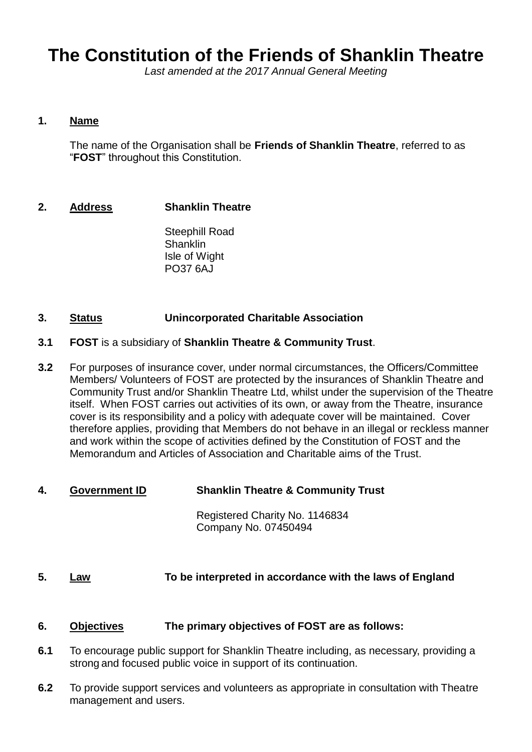# The Constitution of the Friends of Shanklin Theatre

*Last amended at the 2017 Annual General Meeting*

**1.** **Name**

The name of the Organisation shall be **Friends of Shanklin Theatre**, referred to as "**FOST**" throughout this Constitution.

**2.** **Address** **Shanklin Theatre**

Steephill Road
Shanklin
Isle of Wight
PO37 6AJ

**3.** **Status** **Unincorporated Charitable Association**

**3.1** **FOST** is a subsidiary of **Shanklin Theatre & Community Trust**.

**3.2** For purposes of insurance cover, under normal circumstances, the Officers/Committee Members/ Volunteers of FOST are protected by the insurances of Shanklin Theatre and Community Trust and/or Shanklin Theatre Ltd, whilst under the supervision of the Theatre itself. When FOST carries out activities of its own, or away from the Theatre, insurance cover is its responsibility and a policy with adequate cover will be maintained. Cover therefore applies, providing that Members do not behave in an illegal or reckless manner and work within the scope of activities defined by the Constitution of FOST and the Memorandum and Articles of Association and Charitable aims of the Trust.

**4.** **Government ID** **Shanklin Theatre & Community Trust**

Registered Charity No. 1146834
Company No. 07450494

**5.** **Law** **To be interpreted in accordance with the laws of England**

**6.** **Objectives** **The primary objectives of FOST are as follows:**

**6.1** To encourage public support for Shanklin Theatre including, as necessary, providing a strong and focused public voice in support of its continuation.

**6.2** To provide support services and volunteers as appropriate in consultation with Theatre management and users.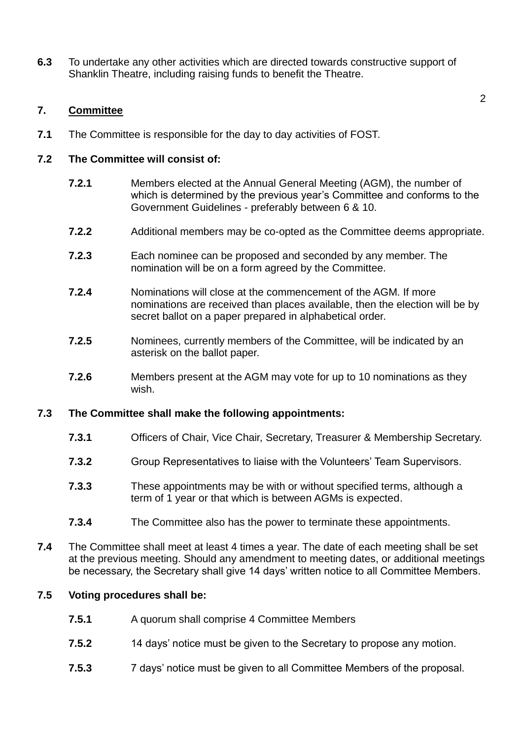**6.3** To undertake any other activities which are directed towards constructive support of Shanklin Theatre, including raising funds to benefit the Theatre.

## 7. Committee

**7.1** The Committee is responsible for the day to day activities of FOST.

**7.2 The Committee will consist of:**

- **7.2.1** Members elected at the Annual General Meeting (AGM), the number of which is determined by the previous year's Committee and conforms to the Government Guidelines - preferably between 6 & 10.
- **7.2.2** Additional members may be co-opted as the Committee deems appropriate.
- **7.2.3** Each nominee can be proposed and seconded by any member. The nomination will be on a form agreed by the Committee.
- **7.2.4** Nominations will close at the commencement of the AGM. If more nominations are received than places available, then the election will be by secret ballot on a paper prepared in alphabetical order.
- **7.2.5** Nominees, currently members of the Committee, will be indicated by an asterisk on the ballot paper.
- **7.2.6** Members present at the AGM may vote for up to 10 nominations as they wish.

**7.3 The Committee shall make the following appointments:**

- **7.3.1** Officers of Chair, Vice Chair, Secretary, Treasurer & Membership Secretary.
- **7.3.2** Group Representatives to liaise with the Volunteers' Team Supervisors.
- **7.3.3** These appointments may be with or without specified terms, although a term of 1 year or that which is between AGMs is expected.
- **7.3.4** The Committee also has the power to terminate these appointments.

**7.4** The Committee shall meet at least 4 times a year. The date of each meeting shall be set at the previous meeting. Should any amendment to meeting dates, or additional meetings be necessary, the Secretary shall give 14 days' written notice to all Committee Members.

**7.5 Voting procedures shall be:**

- **7.5.1** A quorum shall comprise 4 Committee Members
- **7.5.2** 14 days' notice must be given to the Secretary to propose any motion.
- **7.5.3** 7 days' notice must be given to all Committee Members of the proposal.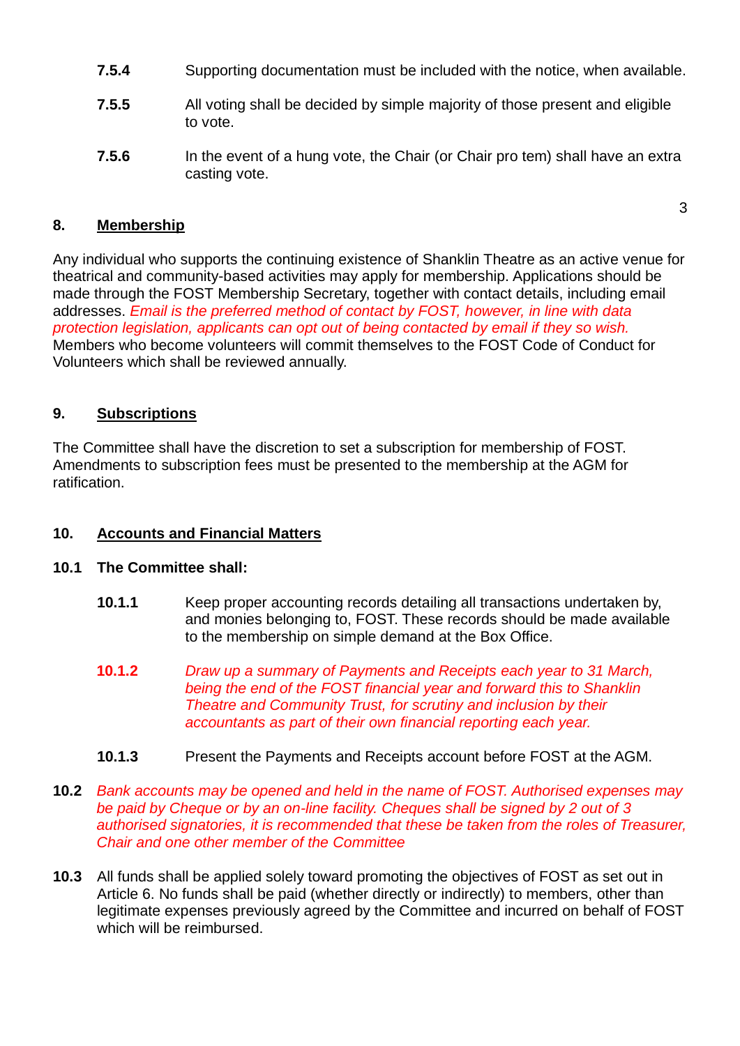**7.5.4** Supporting documentation must be included with the notice, when available.

**7.5.5** All voting shall be decided by simple majority of those present and eligible to vote.

**7.5.6** In the event of a hung vote, the Chair (or Chair pro tem) shall have an extra casting vote.

## 8. Membership

Any individual who supports the continuing existence of Shanklin Theatre as an active venue for theatrical and community-based activities may apply for membership. Applications should be made through the FOST Membership Secretary, together with contact details, including email addresses. *Email is the preferred method of contact by FOST, however, in line with data protection legislation, applicants can opt out of being contacted by email if they so wish.* Members who become volunteers will commit themselves to the FOST Code of Conduct for Volunteers which shall be reviewed annually.

## 9. Subscriptions

The Committee shall have the discretion to set a subscription for membership of FOST. Amendments to subscription fees must be presented to the membership at the AGM for ratification.

## 10. Accounts and Financial Matters

**10.1 The Committee shall:**

**10.1.1** Keep proper accounting records detailing all transactions undertaken by, and monies belonging to, FOST. These records should be made available to the membership on simple demand at the Box Office.

**10.1.2** *Draw up a summary of Payments and Receipts each year to 31 March, being the end of the FOST financial year and forward this to Shanklin Theatre and Community Trust, for scrutiny and inclusion by their accountants as part of their own financial reporting each year.*

**10.1.3** Present the Payments and Receipts account before FOST at the AGM.

**10.2** *Bank accounts may be opened and held in the name of FOST. Authorised expenses may be paid by Cheque or by an on-line facility. Cheques shall be signed by 2 out of 3 authorised signatories, it is recommended that these be taken from the roles of Treasurer, Chair and one other member of the Committee*

**10.3** All funds shall be applied solely toward promoting the objectives of FOST as set out in Article 6. No funds shall be paid (whether directly or indirectly) to members, other than legitimate expenses previously agreed by the Committee and incurred on behalf of FOST which will be reimbursed.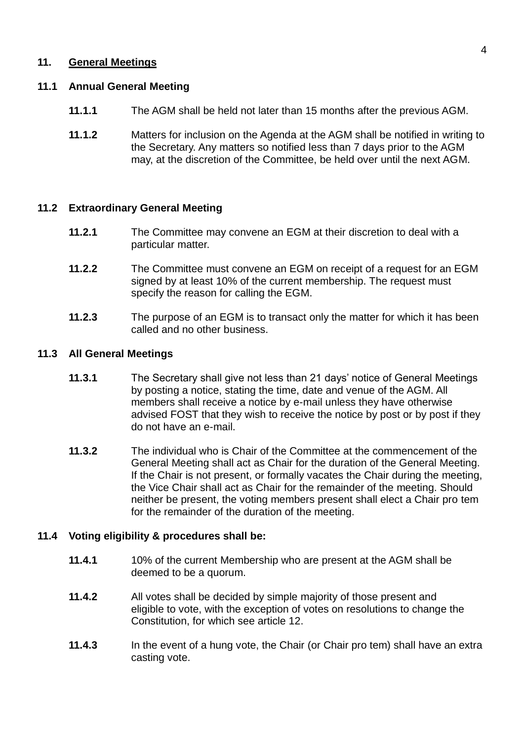## 11. General Meetings

### 11.1 Annual General Meeting

**11.1.1** The AGM shall be held not later than 15 months after the previous AGM.

**11.1.2** Matters for inclusion on the Agenda at the AGM shall be notified in writing to the Secretary. Any matters so notified less than 7 days prior to the AGM may, at the discretion of the Committee, be held over until the next AGM.

### 11.2 Extraordinary General Meeting

**11.2.1** The Committee may convene an EGM at their discretion to deal with a particular matter.

**11.2.2** The Committee must convene an EGM on receipt of a request for an EGM signed by at least 10% of the current membership. The request must specify the reason for calling the EGM.

**11.2.3** The purpose of an EGM is to transact only the matter for which it has been called and no other business.

### 11.3 All General Meetings

**11.3.1** The Secretary shall give not less than 21 days' notice of General Meetings by posting a notice, stating the time, date and venue of the AGM. All members shall receive a notice by e-mail unless they have otherwise advised FOST that they wish to receive the notice by post or by post if they do not have an e-mail.

**11.3.2** The individual who is Chair of the Committee at the commencement of the General Meeting shall act as Chair for the duration of the General Meeting. If the Chair is not present, or formally vacates the Chair during the meeting, the Vice Chair shall act as Chair for the remainder of the meeting. Should neither be present, the voting members present shall elect a Chair pro tem for the remainder of the duration of the meeting.

### 11.4 Voting eligibility & procedures shall be:

**11.4.1** 10% of the current Membership who are present at the AGM shall be deemed to be a quorum.

**11.4.2** All votes shall be decided by simple majority of those present and eligible to vote, with the exception of votes on resolutions to change the Constitution, for which see article 12.

**11.4.3** In the event of a hung vote, the Chair (or Chair pro tem) shall have an extra casting vote.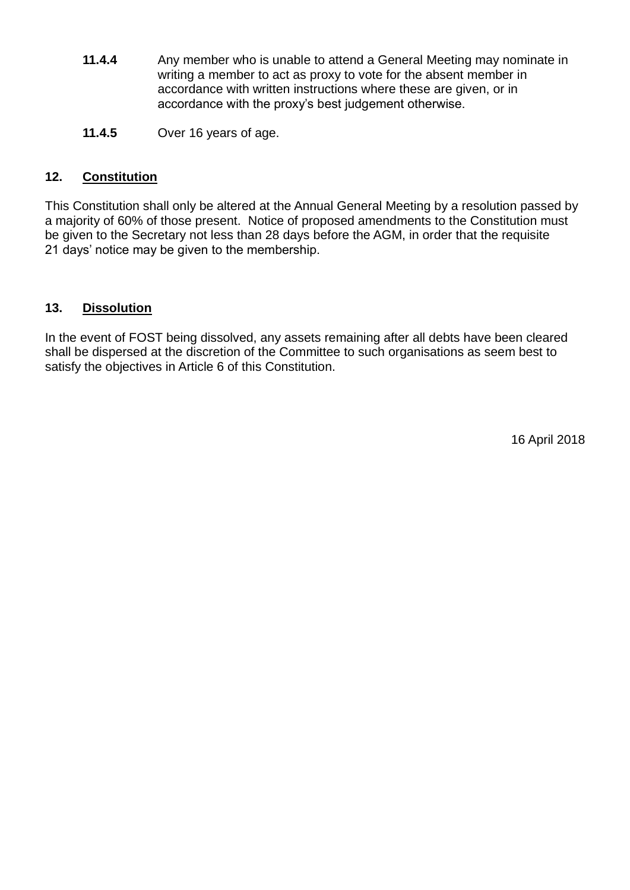**11.4.4** Any member who is unable to attend a General Meeting may nominate in writing a member to act as proxy to vote for the absent member in accordance with written instructions where these are given, or in accordance with the proxy's best judgement otherwise.

**11.4.5** Over 16 years of age.

## 12. Constitution

This Constitution shall only be altered at the Annual General Meeting by a resolution passed by a majority of 60% of those present. Notice of proposed amendments to the Constitution must be given to the Secretary not less than 28 days before the AGM, in order that the requisite 21 days' notice may be given to the membership.

## 13. Dissolution

In the event of FOST being dissolved, any assets remaining after all debts have been cleared shall be dispersed at the discretion of the Committee to such organisations as seem best to satisfy the objectives in Article 6 of this Constitution.

16 April 2018